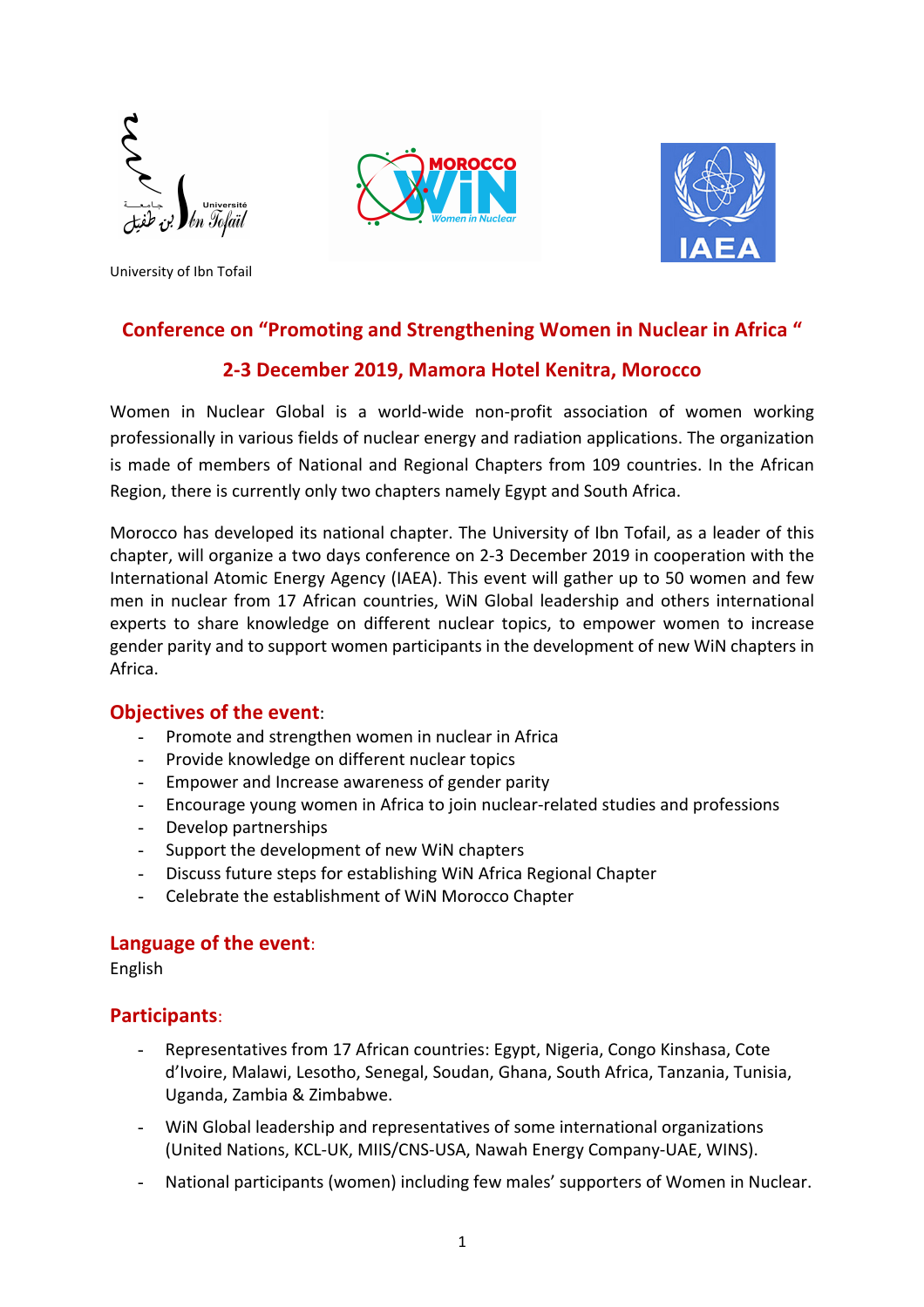University of Ibn Tofail

## Conference on "Promoting and Strengthening Women in Nuclear in Africa "

## 2-3 December 2019, Mamora Hotel Kenitra, Morocco

Women in Nuclear Global is a world-wide non-profit association of women working professionally in various fields of nuclear energy and radiation applications. The organization is made of members of National and Regional Chapters from 109 countries. In the African Region, there is currently only two chapters namely Egypt and South Africa.

Morocco has developed its national chapter. The University of Ibn Tofail, as a leader of this chapter, will organize a two days conference on 2-3 December 2019 in cooperation with the International Atomic Energy Agency (IAEA). This event will gather up to 50 women and few men in nuclear from 17 African countries, WiN Global leadership and others international experts to share knowledge on different nuclear topics, to empower women to increase gender parity and to support women participants in the development of new WiN chapters in Africa.

### Objectives of the event:

- Promote and strengthen women in nuclear in Africa
- Provide knowledge on different nuclear topics
- Empower and Increase awareness of gender parity
- Encourage young women in Africa to join nuclear-related studies and professions
- Develop partnerships
- Support the development of new WiN chapters
- Discuss future steps for establishing WiN Africa Regional Chapter
- Celebrate the establishment of WiN Morocco Chapter

### Language of the event:

English

### Participants:

- Representatives from 17 African countries: Egypt, Nigeria, Congo Kinshasa, Cote d'Ivoire, Malawi, Lesotho, Senegal, Soudan, Ghana, South Africa, Tanzania, Tunisia, Uganda, Zambia & Zimbabwe.
- WiN Global leadership and representatives of some international organizations (United Nations, KCL-UK, MIIS/CNS-USA, Nawah Energy Company-UAE, WINS).
- National participants (women) including few males' supporters of Women in Nuclear.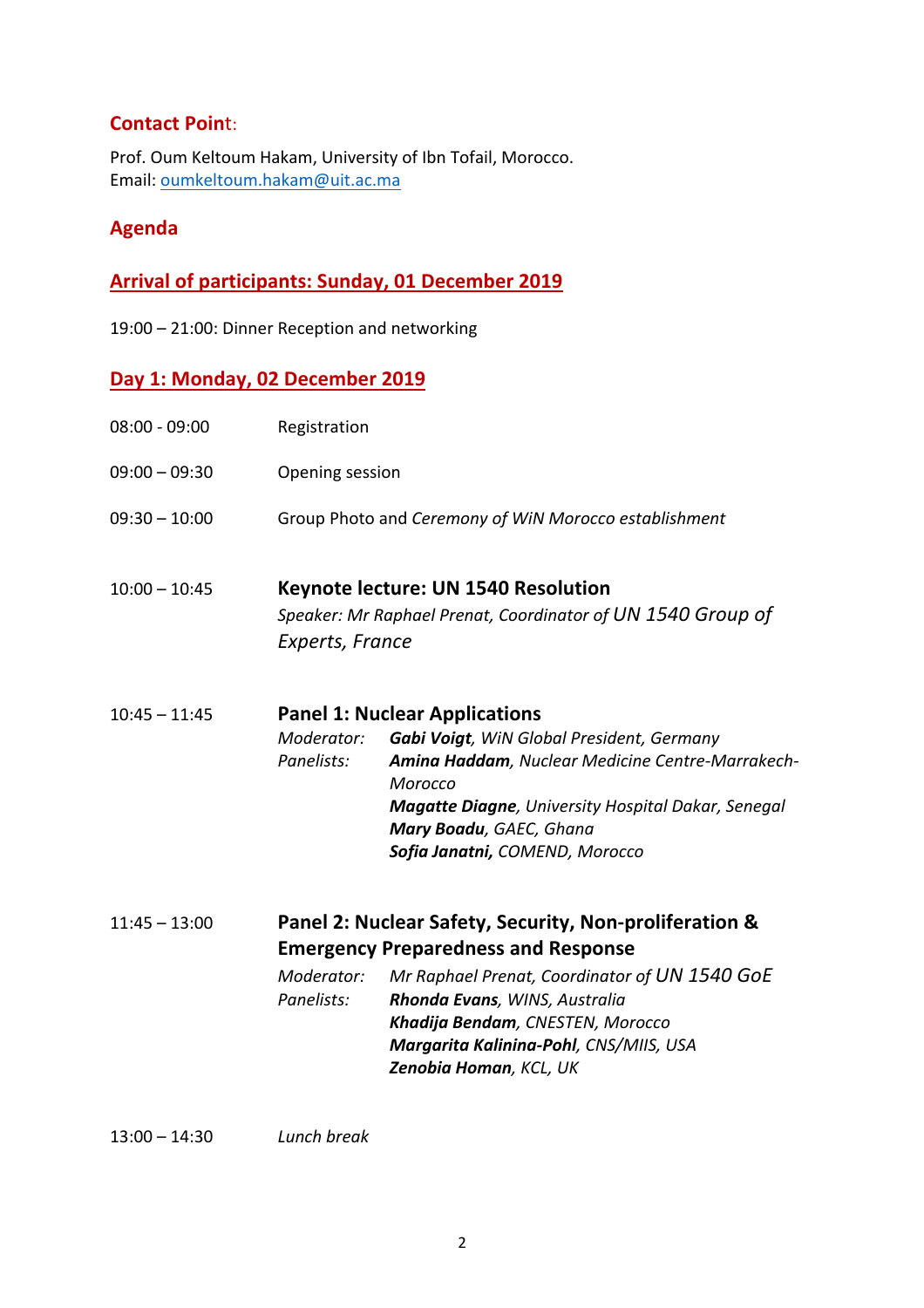## Contact Point:

Prof. Oum Keltoum Hakam, University of Ibn Tofail, Morocco.
Email: oumkeltoum.hakam@uit.ac.ma

## Agenda

### Arrival of participants: Sunday, 01 December 2019

19:00 – 21:00: Dinner Reception and networking

### Day 1: Monday, 02 December 2019

08:00 - 09:00 Registration

09:00 – 09:30 Opening session

09:30 – 10:00 Group Photo and *Ceremony of WiN Morocco establishment*

10:00 – 10:45 **Keynote lecture: UN 1540 Resolution**
*Speaker: Mr Raphael Prenat, Coordinator of UN 1540 Group of Experts, France*

10:45 – 11:45 **Panel 1: Nuclear Applications**
*Moderator:* ***Gabi Voigt****, WiN Global President, Germany*
*Panelists:* ***Amina Haddam****, Nuclear Medicine Centre-Marrakech-Morocco*
***Magatte Diagne****, University Hospital Dakar, Senegal*
***Mary Boadu****, GAEC, Ghana*
***Sofia Janatni,*** *COMEND, Morocco*

11:45 – 13:00 **Panel 2: Nuclear Safety, Security, Non-proliferation & Emergency Preparedness and Response**
*Moderator: Mr Raphael Prenat, Coordinator of UN 1540 GoE*
*Panelists:* ***Rhonda Evans****, WINS, Australia*
***Khadija Bendam****, CNESTEN, Morocco*
***Margarita Kalinina-Pohl****, CNS/MIIS, USA*
***Zenobia Homan****, KCL, UK*

13:00 – 14:30 *Lunch break*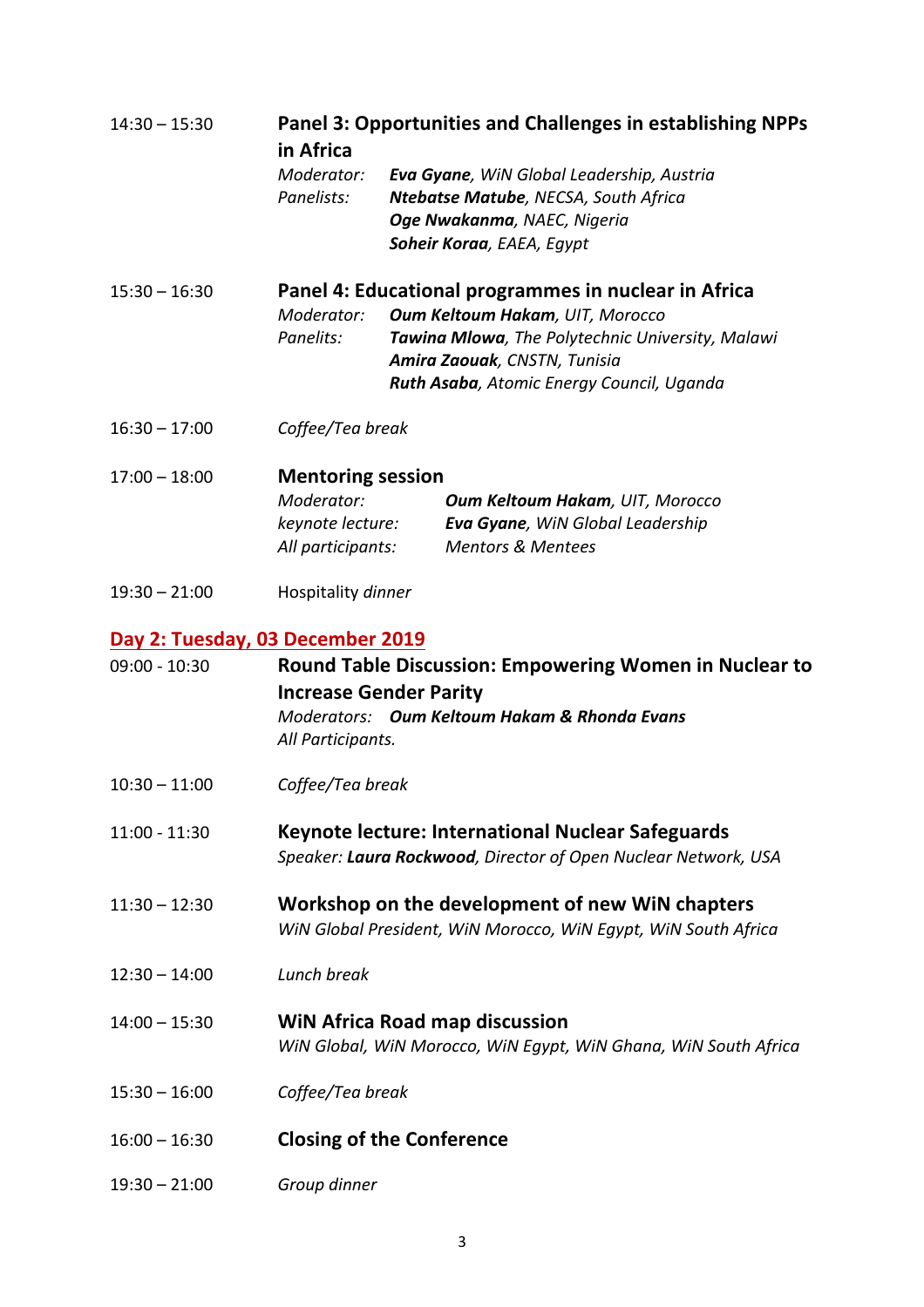14:30 – 15:30 **Panel 3: Opportunities and Challenges in establishing NPPs in Africa**

*Moderator:* ***Eva Gyane****, WiN Global Leadership, Austria*

*Panelists:* ***Ntebatse Matube****, NECSA, South Africa*

***Oge Nwakanma****, NAEC, Nigeria*

***Soheir Koraa****, EAEA, Egypt*

15:30 – 16:30 **Panel 4: Educational programmes in nuclear in Africa**

*Moderator:* ***Oum Keltoum Hakam****, UIT, Morocco*

*Panelits:* ***Tawina Mlowa****, The Polytechnic University, Malawi*

***Amira Zaouak****, CNSTN, Tunisia*

***Ruth Asaba****, Atomic Energy Council, Uganda*

16:30 – 17:00 *Coffee/Tea break*

17:00 – 18:00 **Mentoring session**

*Moderator:* ***Oum Keltoum Hakam****, UIT, Morocco*

*keynote lecture:* ***Eva Gyane****, WiN Global Leadership*

*All participants:* *Mentors & Mentees*

19:30 – 21:00 Hospitality *dinner*

## Day 2: Tuesday, 03 December 2019

09:00 - 10:30 **Round Table Discussion: Empowering Women in Nuclear to Increase Gender Parity**

*Moderators:* ***Oum Keltoum Hakam & Rhonda Evans***

*All Participants.*

10:30 – 11:00 *Coffee/Tea break*

11:00 - 11:30 **Keynote lecture: International Nuclear Safeguards**

*Speaker:* ***Laura Rockwood****, Director of Open Nuclear Network, USA*

11:30 – 12:30 **Workshop on the development of new WiN chapters**

*WiN Global President, WiN Morocco, WiN Egypt, WiN South Africa*

12:30 – 14:00 *Lunch break*

14:00 – 15:30 **WiN Africa Road map discussion**

*WiN Global, WiN Morocco, WiN Egypt, WiN Ghana, WiN South Africa*

15:30 – 16:00 *Coffee/Tea break*

16:00 – 16:30 **Closing of the Conference**

19:30 – 21:00 *Group dinner*